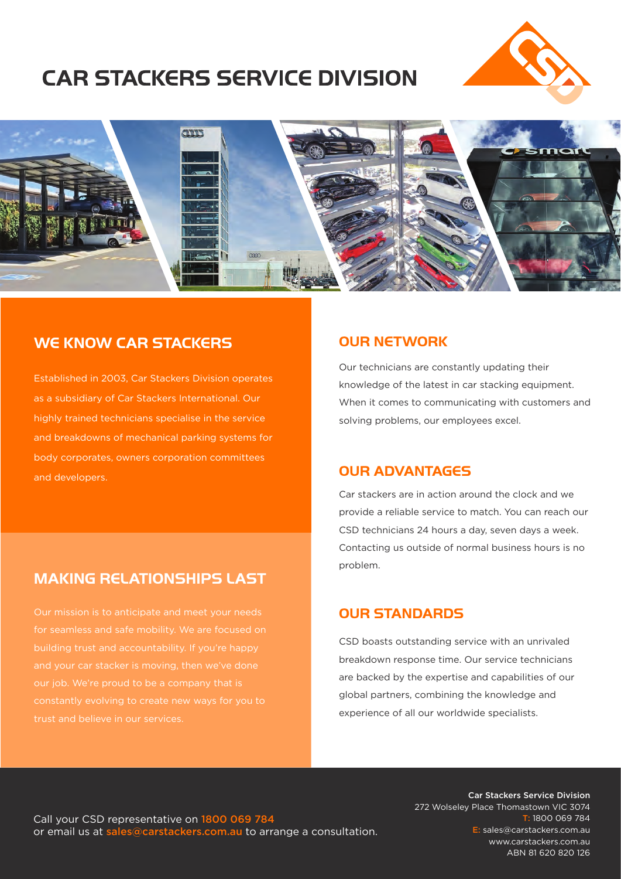# CAR STACKERS SERVICE DIVISION

## WE KNOW CAR STACKERS

Established in 2003, Car Stackers Division operates as a subsidiary of Car Stackers International. Our highly trained technicians specialise in the service and breakdowns of mechanical parking systems for body corporates, owners corporation committees and developers.

## MAKING RELATIONSHIPS LAST

Our mission is to anticipate and meet your needs for seamless and safe mobility. We are focused on building trust and accountability. If you're happy and your car stacker is moving, then we've done our job. We're proud to be a company that is constantly evolving to create new ways for you to trust and believe in our services.

## OUR NETWORK

Our technicians are constantly updating their knowledge of the latest in car stacking equipment. When it comes to communicating with customers and solving problems, our employees excel.

## OUR ADVANTAGES

Car stackers are in action around the clock and we provide a reliable service to match. You can reach our CSD technicians 24 hours a day, seven days a week. Contacting us outside of normal business hours is no problem.

## OUR STANDARDS

CSD boasts outstanding service with an unrivaled breakdown response time. Our service technicians are backed by the expertise and capabilities of our global partners, combining the knowledge and experience of all our worldwide specialists.

Call your CSD representative on **1800 069 784**
or email us at **sales@carstackers.com.au** to arrange a consultation.

**Car Stackers Service Division**
272 Wolseley Place Thomastown VIC 3074
T: 1800 069 784
E: sales@carstackers.com.au
www.carstackers.com.au
ABN 81 620 820 126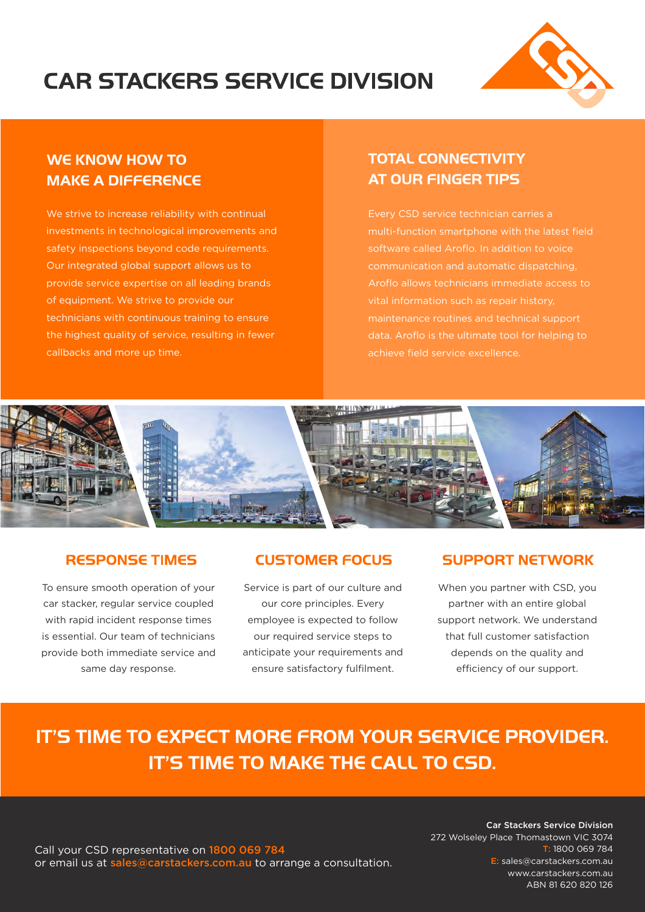# CAR STACKERS SERVICE DIVISION

## WE KNOW HOW TO MAKE A DIFFERENCE

We strive to increase reliability with continual investments in technological improvements and safety inspections beyond code requirements. Our integrated global support allows us to provide service expertise on all leading brands of equipment. We strive to provide our technicians with continuous training to ensure the highest quality of service, resulting in fewer callbacks and more up time.

## TOTAL CONNECTIVITY AT OUR FINGER TIPS

Every CSD service technician carries a multi-function smartphone with the latest field software called Aroflo. In addition to voice communication and automatic dispatching, Aroflo allows technicians immediate access to vital information such as repair history, maintenance routines and technical support data. Aroflo is the ultimate tool for helping to achieve field service excellence.

## RESPONSE TIMES

To ensure smooth operation of your car stacker, regular service coupled with rapid incident response times is essential. Our team of technicians provide both immediate service and same day response.

## CUSTOMER FOCUS

Service is part of our culture and our core principles. Every employee is expected to follow our required service steps to anticipate your requirements and ensure satisfactory fulfilment.

## SUPPORT NETWORK

When you partner with CSD, you partner with an entire global support network. We understand that full customer satisfaction depends on the quality and efficiency of our support.

## IT'S TIME TO EXPECT MORE FROM YOUR SERVICE PROVIDER. IT'S TIME TO MAKE THE CALL TO CSD.

Call your CSD representative on 1800 069 784 or email us at sales@carstackers.com.au to arrange a consultation.

**Car Stackers Service Division**
272 Wolseley Place Thomastown VIC 3074
T: 1800 069 784
E: sales@carstackers.com.au
www.carstackers.com.au
ABN 81 620 820 126